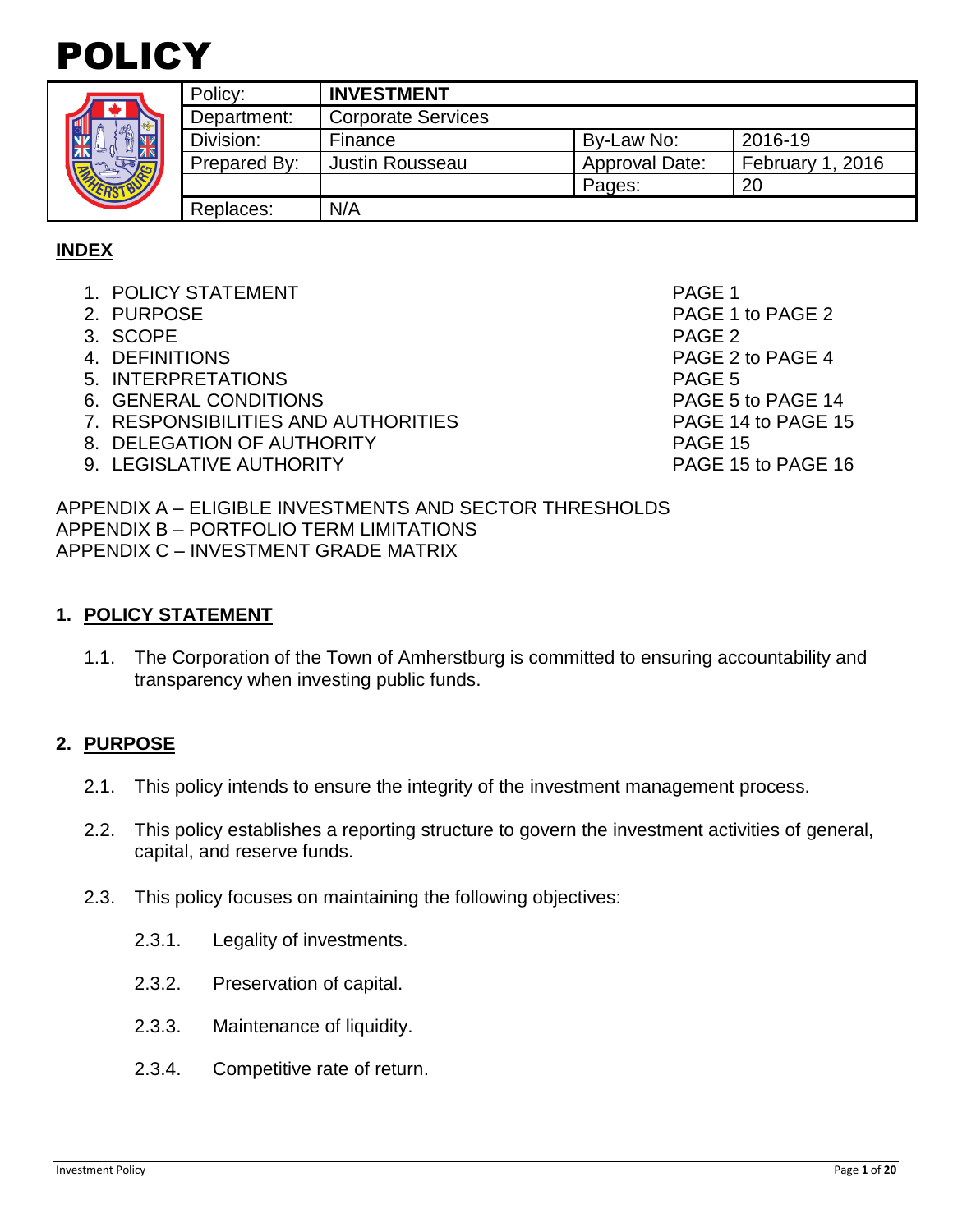# POLICY

| Policy: | **INVESTMENT** | | |
|---|---|---|---|
| Department: | Corporate Services | | |
| Division: | Finance | By-Law No: | 2016-19 |
| Prepared By: | Justin Rousseau | Approval Date: | February 1, 2016 |
| | | Pages: | 20 |
| Replaces: | N/A | | |

## INDEX

1. POLICY STATEMENT — PAGE 1
2. PURPOSE — PAGE 1 to PAGE 2
3. SCOPE — PAGE 2
4. DEFINITIONS — PAGE 2 to PAGE 4
5. INTERPRETATIONS — PAGE 5
6. GENERAL CONDITIONS — PAGE 5 to PAGE 14
7. RESPONSIBILITIES AND AUTHORITIES — PAGE 14 to PAGE 15
8. DELEGATION OF AUTHORITY — PAGE 15
9. LEGISLATIVE AUTHORITY — PAGE 15 to PAGE 16

APPENDIX A – ELIGIBLE INVESTMENTS AND SECTOR THRESHOLDS
APPENDIX B – PORTFOLIO TERM LIMITATIONS
APPENDIX C – INVESTMENT GRADE MATRIX

## 1. POLICY STATEMENT

1.1. The Corporation of the Town of Amherstburg is committed to ensuring accountability and transparency when investing public funds.

## 2. PURPOSE

2.1. This policy intends to ensure the integrity of the investment management process.

2.2. This policy establishes a reporting structure to govern the investment activities of general, capital, and reserve funds.

2.3. This policy focuses on maintaining the following objectives:

2.3.1. Legality of investments.

2.3.2. Preservation of capital.

2.3.3. Maintenance of liquidity.

2.3.4. Competitive rate of return.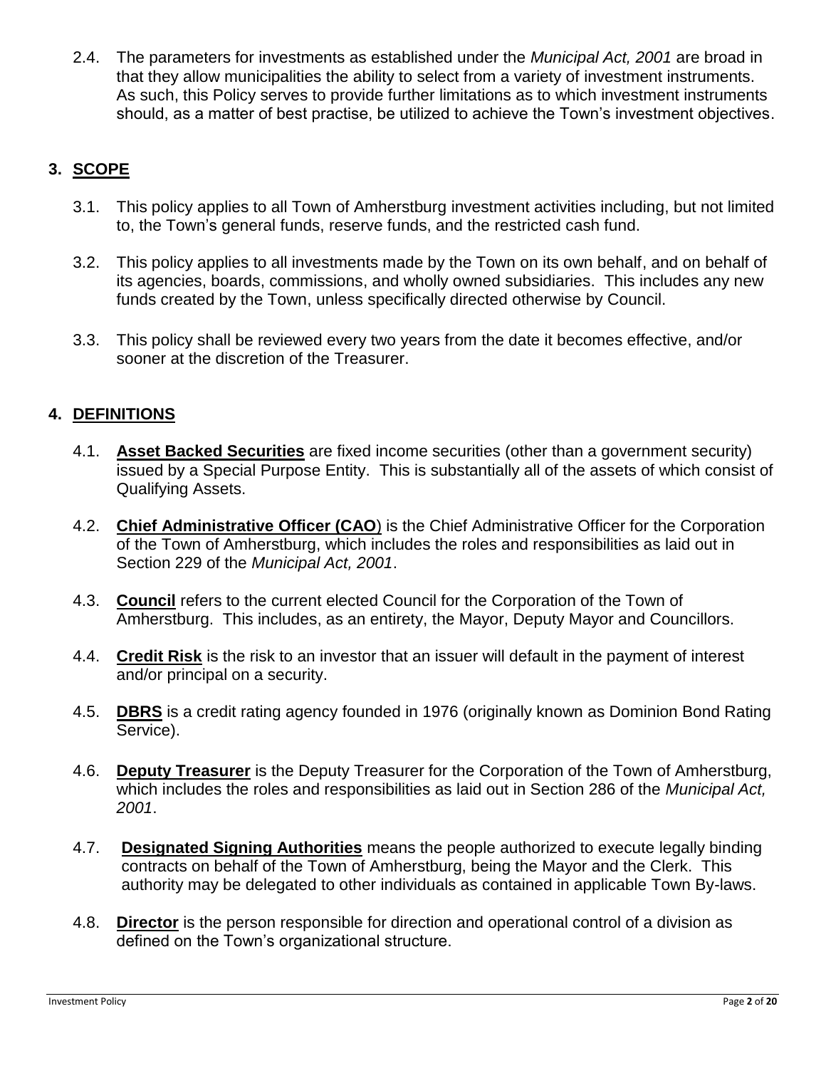2.4. The parameters for investments as established under the *Municipal Act, 2001* are broad in that they allow municipalities the ability to select from a variety of investment instruments. As such, this Policy serves to provide further limitations as to which investment instruments should, as a matter of best practise, be utilized to achieve the Town's investment objectives.

## 3. SCOPE

3.1. This policy applies to all Town of Amherstburg investment activities including, but not limited to, the Town's general funds, reserve funds, and the restricted cash fund.

3.2. This policy applies to all investments made by the Town on its own behalf, and on behalf of its agencies, boards, commissions, and wholly owned subsidiaries. This includes any new funds created by the Town, unless specifically directed otherwise by Council.

3.3. This policy shall be reviewed every two years from the date it becomes effective, and/or sooner at the discretion of the Treasurer.

## 4. DEFINITIONS

4.1. **Asset Backed Securities** are fixed income securities (other than a government security) issued by a Special Purpose Entity. This is substantially all of the assets of which consist of Qualifying Assets.

4.2. **Chief Administrative Officer (CAO)** is the Chief Administrative Officer for the Corporation of the Town of Amherstburg, which includes the roles and responsibilities as laid out in Section 229 of the *Municipal Act, 2001*.

4.3. **Council** refers to the current elected Council for the Corporation of the Town of Amherstburg. This includes, as an entirety, the Mayor, Deputy Mayor and Councillors.

4.4. **Credit Risk** is the risk to an investor that an issuer will default in the payment of interest and/or principal on a security.

4.5. **DBRS** is a credit rating agency founded in 1976 (originally known as Dominion Bond Rating Service).

4.6. **Deputy Treasurer** is the Deputy Treasurer for the Corporation of the Town of Amherstburg, which includes the roles and responsibilities as laid out in Section 286 of the *Municipal Act, 2001*.

4.7. **Designated Signing Authorities** means the people authorized to execute legally binding contracts on behalf of the Town of Amherstburg, being the Mayor and the Clerk. This authority may be delegated to other individuals as contained in applicable Town By-laws.

4.8. **Director** is the person responsible for direction and operational control of a division as defined on the Town's organizational structure.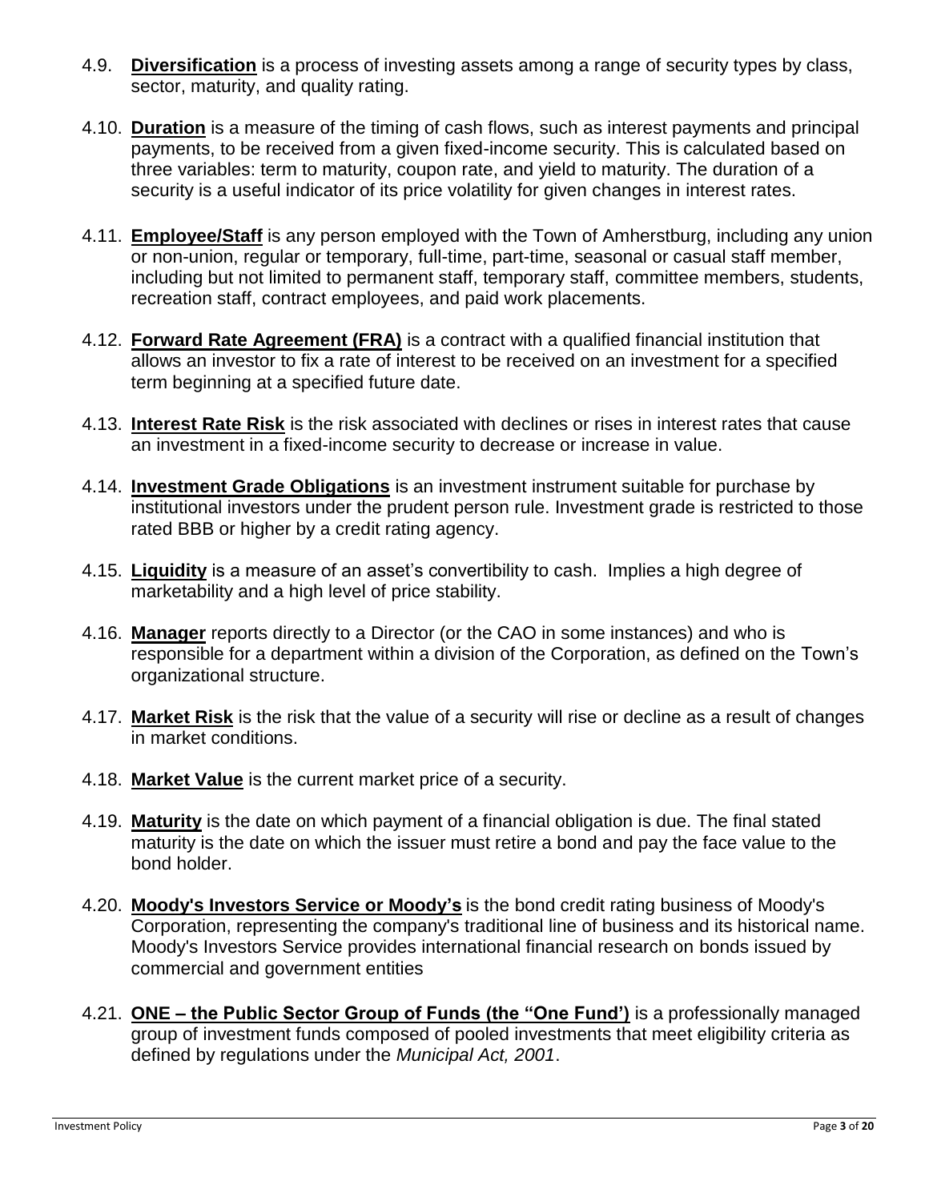4.9. **Diversification** is a process of investing assets among a range of security types by class, sector, maturity, and quality rating.

4.10. **Duration** is a measure of the timing of cash flows, such as interest payments and principal payments, to be received from a given fixed-income security. This is calculated based on three variables: term to maturity, coupon rate, and yield to maturity. The duration of a security is a useful indicator of its price volatility for given changes in interest rates.

4.11. **Employee/Staff** is any person employed with the Town of Amherstburg, including any union or non-union, regular or temporary, full-time, part-time, seasonal or casual staff member, including but not limited to permanent staff, temporary staff, committee members, students, recreation staff, contract employees, and paid work placements.

4.12. **Forward Rate Agreement (FRA)** is a contract with a qualified financial institution that allows an investor to fix a rate of interest to be received on an investment for a specified term beginning at a specified future date.

4.13. **Interest Rate Risk** is the risk associated with declines or rises in interest rates that cause an investment in a fixed-income security to decrease or increase in value.

4.14. **Investment Grade Obligations** is an investment instrument suitable for purchase by institutional investors under the prudent person rule. Investment grade is restricted to those rated BBB or higher by a credit rating agency.

4.15. **Liquidity** is a measure of an asset's convertibility to cash. Implies a high degree of marketability and a high level of price stability.

4.16. **Manager** reports directly to a Director (or the CAO in some instances) and who is responsible for a department within a division of the Corporation, as defined on the Town's organizational structure.

4.17. **Market Risk** is the risk that the value of a security will rise or decline as a result of changes in market conditions.

4.18. **Market Value** is the current market price of a security.

4.19. **Maturity** is the date on which payment of a financial obligation is due. The final stated maturity is the date on which the issuer must retire a bond and pay the face value to the bond holder.

4.20. **Moody's Investors Service or Moody's** is the bond credit rating business of Moody's Corporation, representing the company's traditional line of business and its historical name. Moody's Investors Service provides international financial research on bonds issued by commercial and government entities

4.21. **ONE – the Public Sector Group of Funds (the "One Fund')** is a professionally managed group of investment funds composed of pooled investments that meet eligibility criteria as defined by regulations under the *Municipal Act, 2001*.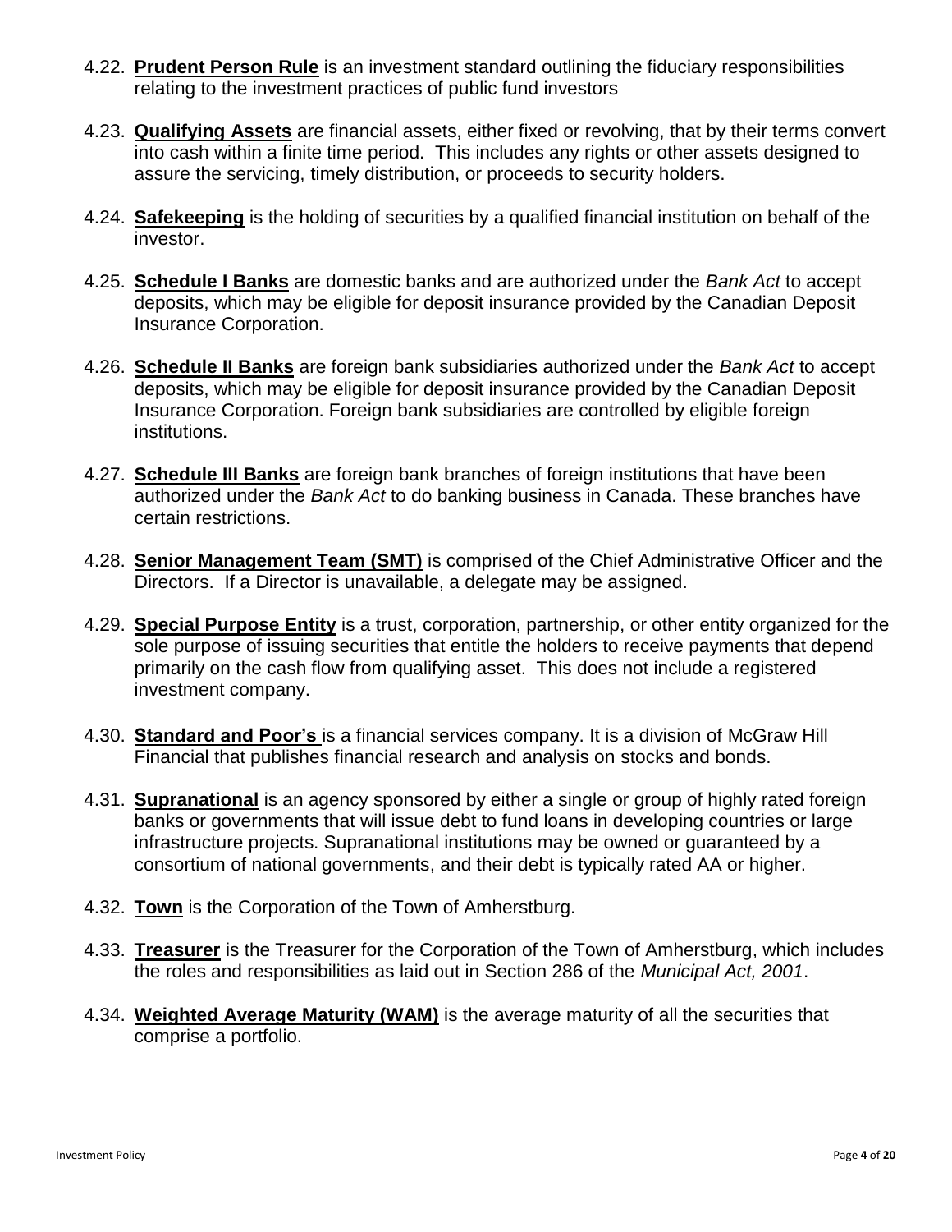4.22. **Prudent Person Rule** is an investment standard outlining the fiduciary responsibilities relating to the investment practices of public fund investors

4.23. **Qualifying Assets** are financial assets, either fixed or revolving, that by their terms convert into cash within a finite time period. This includes any rights or other assets designed to assure the servicing, timely distribution, or proceeds to security holders.

4.24. **Safekeeping** is the holding of securities by a qualified financial institution on behalf of the investor.

4.25. **Schedule I Banks** are domestic banks and are authorized under the *Bank Act* to accept deposits, which may be eligible for deposit insurance provided by the Canadian Deposit Insurance Corporation.

4.26. **Schedule II Banks** are foreign bank subsidiaries authorized under the *Bank Act* to accept deposits, which may be eligible for deposit insurance provided by the Canadian Deposit Insurance Corporation. Foreign bank subsidiaries are controlled by eligible foreign institutions.

4.27. **Schedule III Banks** are foreign bank branches of foreign institutions that have been authorized under the *Bank Act* to do banking business in Canada. These branches have certain restrictions.

4.28. **Senior Management Team (SMT)** is comprised of the Chief Administrative Officer and the Directors. If a Director is unavailable, a delegate may be assigned.

4.29. **Special Purpose Entity** is a trust, corporation, partnership, or other entity organized for the sole purpose of issuing securities that entitle the holders to receive payments that depend primarily on the cash flow from qualifying asset. This does not include a registered investment company.

4.30. **Standard and Poor's** is a financial services company. It is a division of McGraw Hill Financial that publishes financial research and analysis on stocks and bonds.

4.31. **Supranational** is an agency sponsored by either a single or group of highly rated foreign banks or governments that will issue debt to fund loans in developing countries or large infrastructure projects. Supranational institutions may be owned or guaranteed by a consortium of national governments, and their debt is typically rated AA or higher.

4.32. **Town** is the Corporation of the Town of Amherstburg.

4.33. **Treasurer** is the Treasurer for the Corporation of the Town of Amherstburg, which includes the roles and responsibilities as laid out in Section 286 of the *Municipal Act, 2001*.

4.34. **Weighted Average Maturity (WAM)** is the average maturity of all the securities that comprise a portfolio.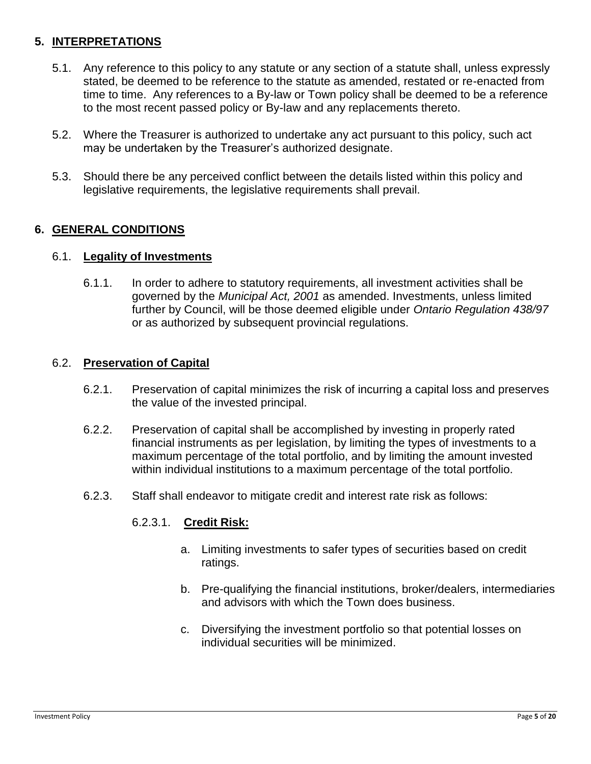## 5. INTERPRETATIONS

5.1. Any reference to this policy to any statute or any section of a statute shall, unless expressly stated, be deemed to be reference to the statute as amended, restated or re-enacted from time to time. Any references to a By-law or Town policy shall be deemed to be a reference to the most recent passed policy or By-law and any replacements thereto.

5.2. Where the Treasurer is authorized to undertake any act pursuant to this policy, such act may be undertaken by the Treasurer's authorized designate.

5.3. Should there be any perceived conflict between the details listed within this policy and legislative requirements, the legislative requirements shall prevail.

## 6. GENERAL CONDITIONS

### 6.1. Legality of Investments

6.1.1. In order to adhere to statutory requirements, all investment activities shall be governed by the *Municipal Act, 2001* as amended. Investments, unless limited further by Council, will be those deemed eligible under *Ontario Regulation 438/97* or as authorized by subsequent provincial regulations.

### 6.2. Preservation of Capital

6.2.1. Preservation of capital minimizes the risk of incurring a capital loss and preserves the value of the invested principal.

6.2.2. Preservation of capital shall be accomplished by investing in properly rated financial instruments as per legislation, by limiting the types of investments to a maximum percentage of the total portfolio, and by limiting the amount invested within individual institutions to a maximum percentage of the total portfolio.

6.2.3. Staff shall endeavor to mitigate credit and interest rate risk as follows:

6.2.3.1. **Credit Risk:**

a. Limiting investments to safer types of securities based on credit ratings.

b. Pre-qualifying the financial institutions, broker/dealers, intermediaries and advisors with which the Town does business.

c. Diversifying the investment portfolio so that potential losses on individual securities will be minimized.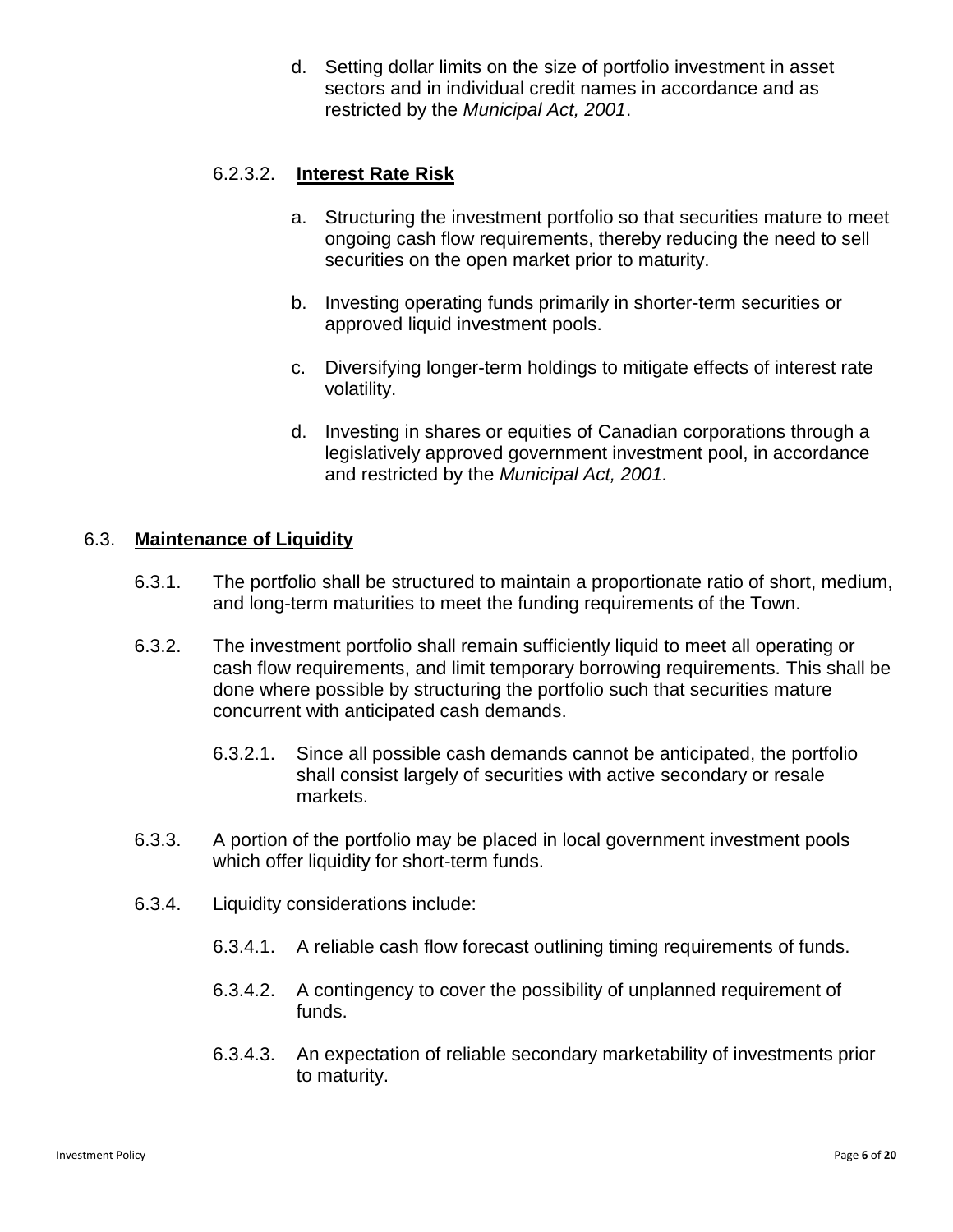d. Setting dollar limits on the size of portfolio investment in asset sectors and in individual credit names in accordance and as restricted by the *Municipal Act, 2001*.

6.2.3.2. **Interest Rate Risk**

a. Structuring the investment portfolio so that securities mature to meet ongoing cash flow requirements, thereby reducing the need to sell securities on the open market prior to maturity.

b. Investing operating funds primarily in shorter-term securities or approved liquid investment pools.

c. Diversifying longer-term holdings to mitigate effects of interest rate volatility.

d. Investing in shares or equities of Canadian corporations through a legislatively approved government investment pool, in accordance and restricted by the *Municipal Act, 2001.*

## 6.3. **Maintenance of Liquidity**

6.3.1. The portfolio shall be structured to maintain a proportionate ratio of short, medium, and long-term maturities to meet the funding requirements of the Town.

6.3.2. The investment portfolio shall remain sufficiently liquid to meet all operating or cash flow requirements, and limit temporary borrowing requirements. This shall be done where possible by structuring the portfolio such that securities mature concurrent with anticipated cash demands.

6.3.2.1. Since all possible cash demands cannot be anticipated, the portfolio shall consist largely of securities with active secondary or resale markets.

6.3.3. A portion of the portfolio may be placed in local government investment pools which offer liquidity for short-term funds.

6.3.4. Liquidity considerations include:

6.3.4.1. A reliable cash flow forecast outlining timing requirements of funds.

6.3.4.2. A contingency to cover the possibility of unplanned requirement of funds.

6.3.4.3. An expectation of reliable secondary marketability of investments prior to maturity.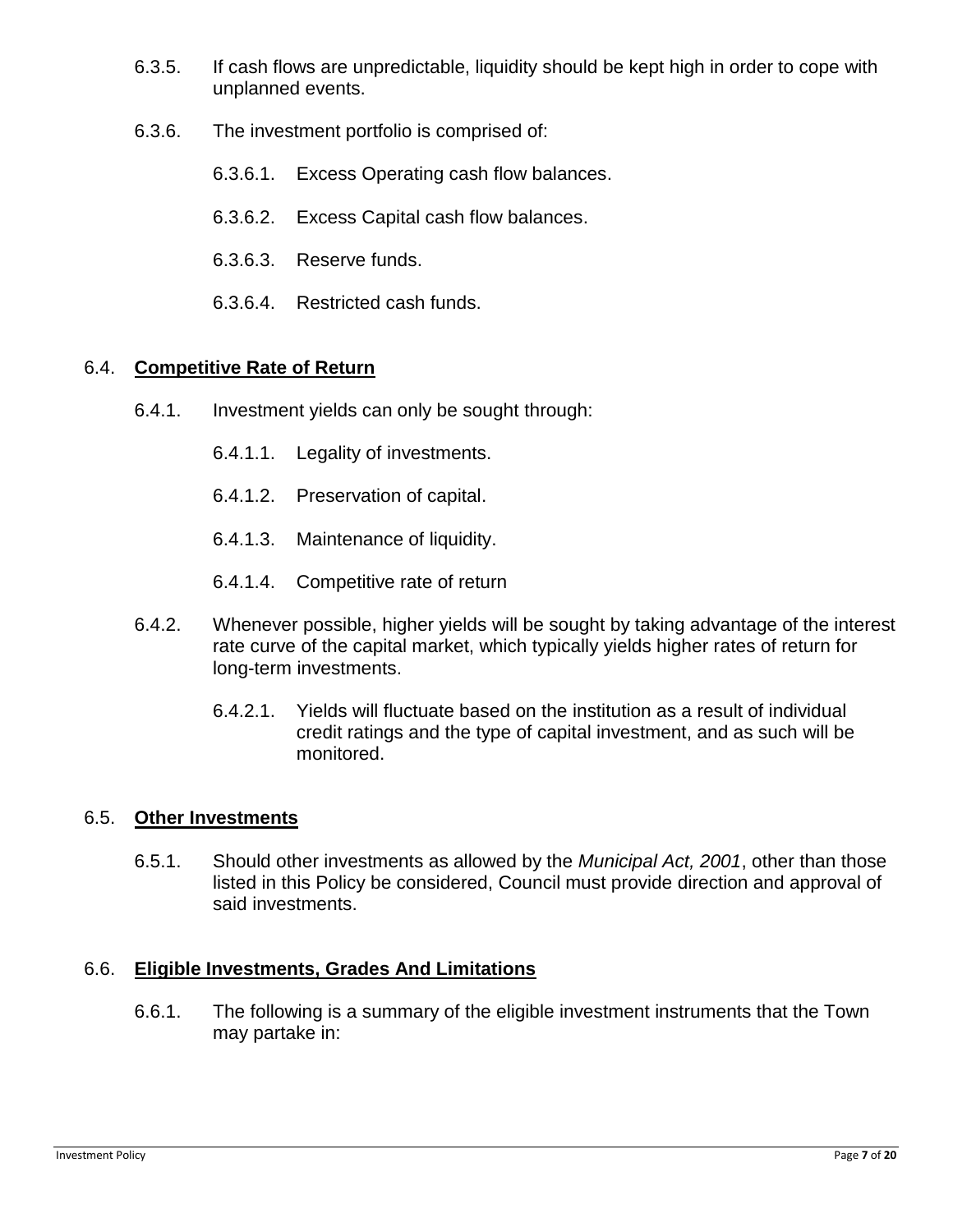6.3.5. If cash flows are unpredictable, liquidity should be kept high in order to cope with unplanned events.

6.3.6. The investment portfolio is comprised of:

6.3.6.1. Excess Operating cash flow balances.

6.3.6.2. Excess Capital cash flow balances.

6.3.6.3. Reserve funds.

6.3.6.4. Restricted cash funds.

## 6.4. **Competitive Rate of Return**

6.4.1. Investment yields can only be sought through:

6.4.1.1. Legality of investments.

6.4.1.2. Preservation of capital.

6.4.1.3. Maintenance of liquidity.

6.4.1.4. Competitive rate of return

6.4.2. Whenever possible, higher yields will be sought by taking advantage of the interest rate curve of the capital market, which typically yields higher rates of return for long-term investments.

6.4.2.1. Yields will fluctuate based on the institution as a result of individual credit ratings and the type of capital investment, and as such will be monitored.

## 6.5. **Other Investments**

6.5.1. Should other investments as allowed by the *Municipal Act, 2001*, other than those listed in this Policy be considered, Council must provide direction and approval of said investments.

## 6.6. **Eligible Investments, Grades And Limitations**

6.6.1. The following is a summary of the eligible investment instruments that the Town may partake in: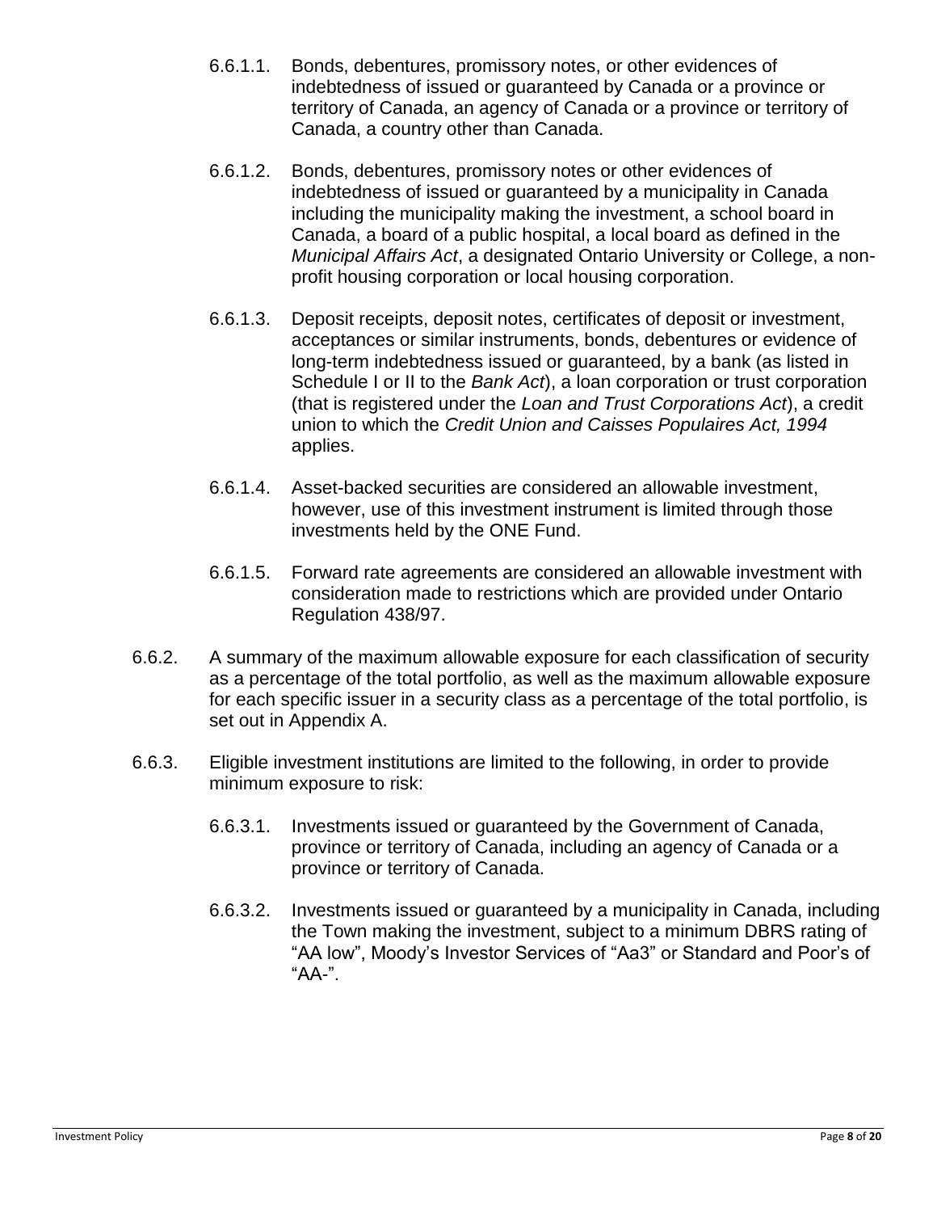6.6.1.1. Bonds, debentures, promissory notes, or other evidences of indebtedness of issued or guaranteed by Canada or a province or territory of Canada, an agency of Canada or a province or territory of Canada, a country other than Canada.

6.6.1.2. Bonds, debentures, promissory notes or other evidences of indebtedness of issued or guaranteed by a municipality in Canada including the municipality making the investment, a school board in Canada, a board of a public hospital, a local board as defined in the *Municipal Affairs Act*, a designated Ontario University or College, a non-profit housing corporation or local housing corporation.

6.6.1.3. Deposit receipts, deposit notes, certificates of deposit or investment, acceptances or similar instruments, bonds, debentures or evidence of long-term indebtedness issued or guaranteed, by a bank (as listed in Schedule I or II to the *Bank Act*), a loan corporation or trust corporation (that is registered under the *Loan and Trust Corporations Act*), a credit union to which the *Credit Union and Caisses Populaires Act, 1994* applies.

6.6.1.4. Asset-backed securities are considered an allowable investment, however, use of this investment instrument is limited through those investments held by the ONE Fund.

6.6.1.5. Forward rate agreements are considered an allowable investment with consideration made to restrictions which are provided under Ontario Regulation 438/97.

6.6.2. A summary of the maximum allowable exposure for each classification of security as a percentage of the total portfolio, as well as the maximum allowable exposure for each specific issuer in a security class as a percentage of the total portfolio, is set out in Appendix A.

6.6.3. Eligible investment institutions are limited to the following, in order to provide minimum exposure to risk:

6.6.3.1. Investments issued or guaranteed by the Government of Canada, province or territory of Canada, including an agency of Canada or a province or territory of Canada.

6.6.3.2. Investments issued or guaranteed by a municipality in Canada, including the Town making the investment, subject to a minimum DBRS rating of "AA low", Moody's Investor Services of "Aa3" or Standard and Poor's of "AA-".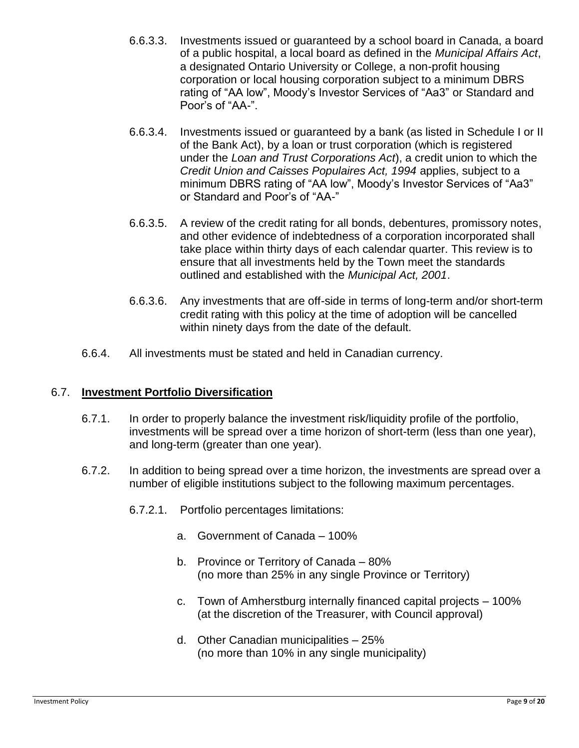6.6.3.3. Investments issued or guaranteed by a school board in Canada, a board of a public hospital, a local board as defined in the *Municipal Affairs Act*, a designated Ontario University or College, a non-profit housing corporation or local housing corporation subject to a minimum DBRS rating of "AA low", Moody's Investor Services of "Aa3" or Standard and Poor's of "AA-".

6.6.3.4. Investments issued or guaranteed by a bank (as listed in Schedule I or II of the Bank Act), by a loan or trust corporation (which is registered under the *Loan and Trust Corporations Act*), a credit union to which the *Credit Union and Caisses Populaires Act, 1994* applies, subject to a minimum DBRS rating of "AA low", Moody's Investor Services of "Aa3" or Standard and Poor's of "AA-"

6.6.3.5. A review of the credit rating for all bonds, debentures, promissory notes, and other evidence of indebtedness of a corporation incorporated shall take place within thirty days of each calendar quarter. This review is to ensure that all investments held by the Town meet the standards outlined and established with the *Municipal Act, 2001*.

6.6.3.6. Any investments that are off-side in terms of long-term and/or short-term credit rating with this policy at the time of adoption will be cancelled within ninety days from the date of the default.

6.6.4. All investments must be stated and held in Canadian currency.

## 6.7. **Investment Portfolio Diversification**

6.7.1. In order to properly balance the investment risk/liquidity profile of the portfolio, investments will be spread over a time horizon of short-term (less than one year), and long-term (greater than one year).

6.7.2. In addition to being spread over a time horizon, the investments are spread over a number of eligible institutions subject to the following maximum percentages.

6.7.2.1. Portfolio percentages limitations:

a. Government of Canada – 100%

b. Province or Territory of Canada – 80%
(no more than 25% in any single Province or Territory)

c. Town of Amherstburg internally financed capital projects – 100%
(at the discretion of the Treasurer, with Council approval)

d. Other Canadian municipalities – 25%
(no more than 10% in any single municipality)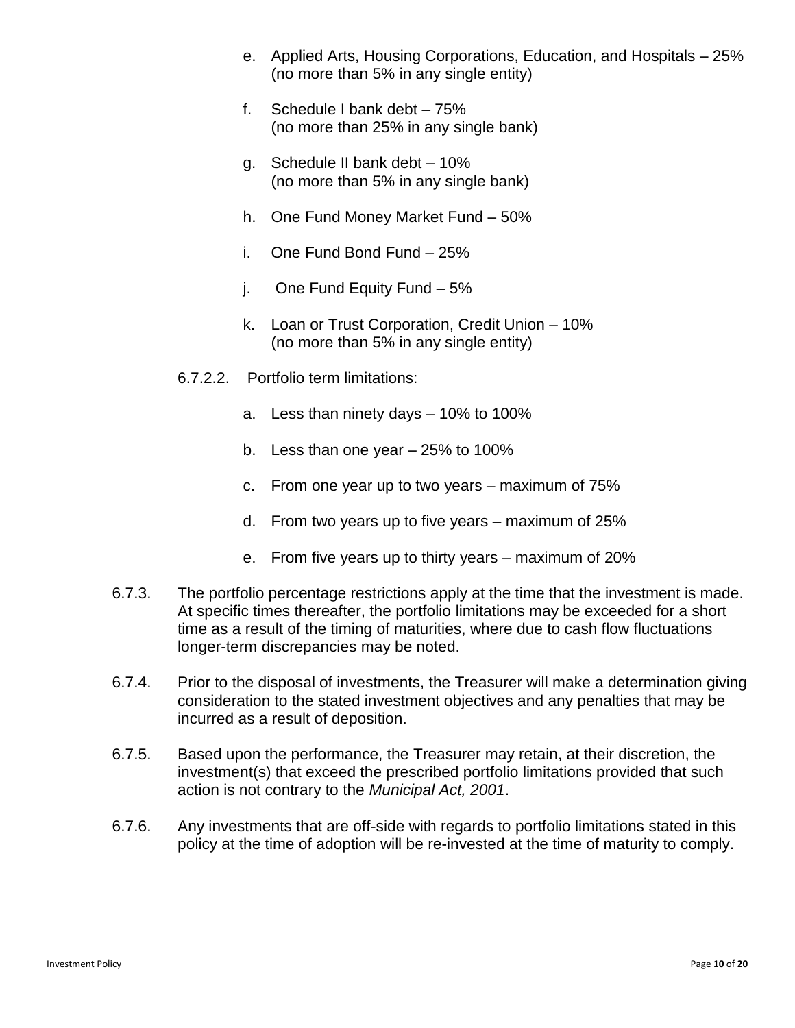e. Applied Arts, Housing Corporations, Education, and Hospitals – 25% (no more than 5% in any single entity)

f. Schedule I bank debt – 75% (no more than 25% in any single bank)

g. Schedule II bank debt – 10% (no more than 5% in any single bank)

h. One Fund Money Market Fund – 50%

i. One Fund Bond Fund – 25%

j. One Fund Equity Fund – 5%

k. Loan or Trust Corporation, Credit Union – 10% (no more than 5% in any single entity)

6.7.2.2. Portfolio term limitations:

a. Less than ninety days – 10% to 100%

b. Less than one year – 25% to 100%

c. From one year up to two years – maximum of 75%

d. From two years up to five years – maximum of 25%

e. From five years up to thirty years – maximum of 20%

6.7.3. The portfolio percentage restrictions apply at the time that the investment is made. At specific times thereafter, the portfolio limitations may be exceeded for a short time as a result of the timing of maturities, where due to cash flow fluctuations longer-term discrepancies may be noted.

6.7.4. Prior to the disposal of investments, the Treasurer will make a determination giving consideration to the stated investment objectives and any penalties that may be incurred as a result of deposition.

6.7.5. Based upon the performance, the Treasurer may retain, at their discretion, the investment(s) that exceed the prescribed portfolio limitations provided that such action is not contrary to the *Municipal Act, 2001*.

6.7.6. Any investments that are off-side with regards to portfolio limitations stated in this policy at the time of adoption will be re-invested at the time of maturity to comply.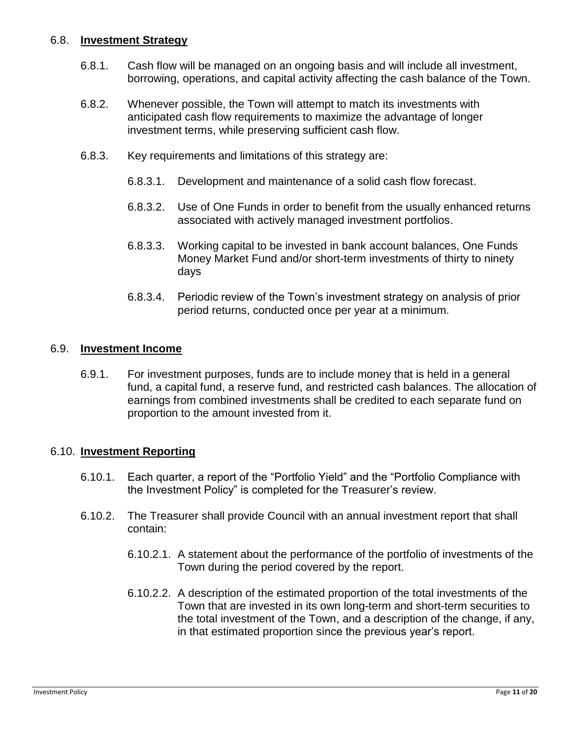## 6.8. **Investment Strategy**

6.8.1. Cash flow will be managed on an ongoing basis and will include all investment, borrowing, operations, and capital activity affecting the cash balance of the Town.

6.8.2. Whenever possible, the Town will attempt to match its investments with anticipated cash flow requirements to maximize the advantage of longer investment terms, while preserving sufficient cash flow.

6.8.3. Key requirements and limitations of this strategy are:

6.8.3.1. Development and maintenance of a solid cash flow forecast.

6.8.3.2. Use of One Funds in order to benefit from the usually enhanced returns associated with actively managed investment portfolios.

6.8.3.3. Working capital to be invested in bank account balances, One Funds Money Market Fund and/or short-term investments of thirty to ninety days

6.8.3.4. Periodic review of the Town's investment strategy on analysis of prior period returns, conducted once per year at a minimum.

## 6.9. **Investment Income**

6.9.1. For investment purposes, funds are to include money that is held in a general fund, a capital fund, a reserve fund, and restricted cash balances. The allocation of earnings from combined investments shall be credited to each separate fund on proportion to the amount invested from it.

## 6.10. **Investment Reporting**

6.10.1. Each quarter, a report of the "Portfolio Yield" and the "Portfolio Compliance with the Investment Policy" is completed for the Treasurer's review.

6.10.2. The Treasurer shall provide Council with an annual investment report that shall contain:

6.10.2.1. A statement about the performance of the portfolio of investments of the Town during the period covered by the report.

6.10.2.2. A description of the estimated proportion of the total investments of the Town that are invested in its own long-term and short-term securities to the total investment of the Town, and a description of the change, if any, in that estimated proportion since the previous year's report.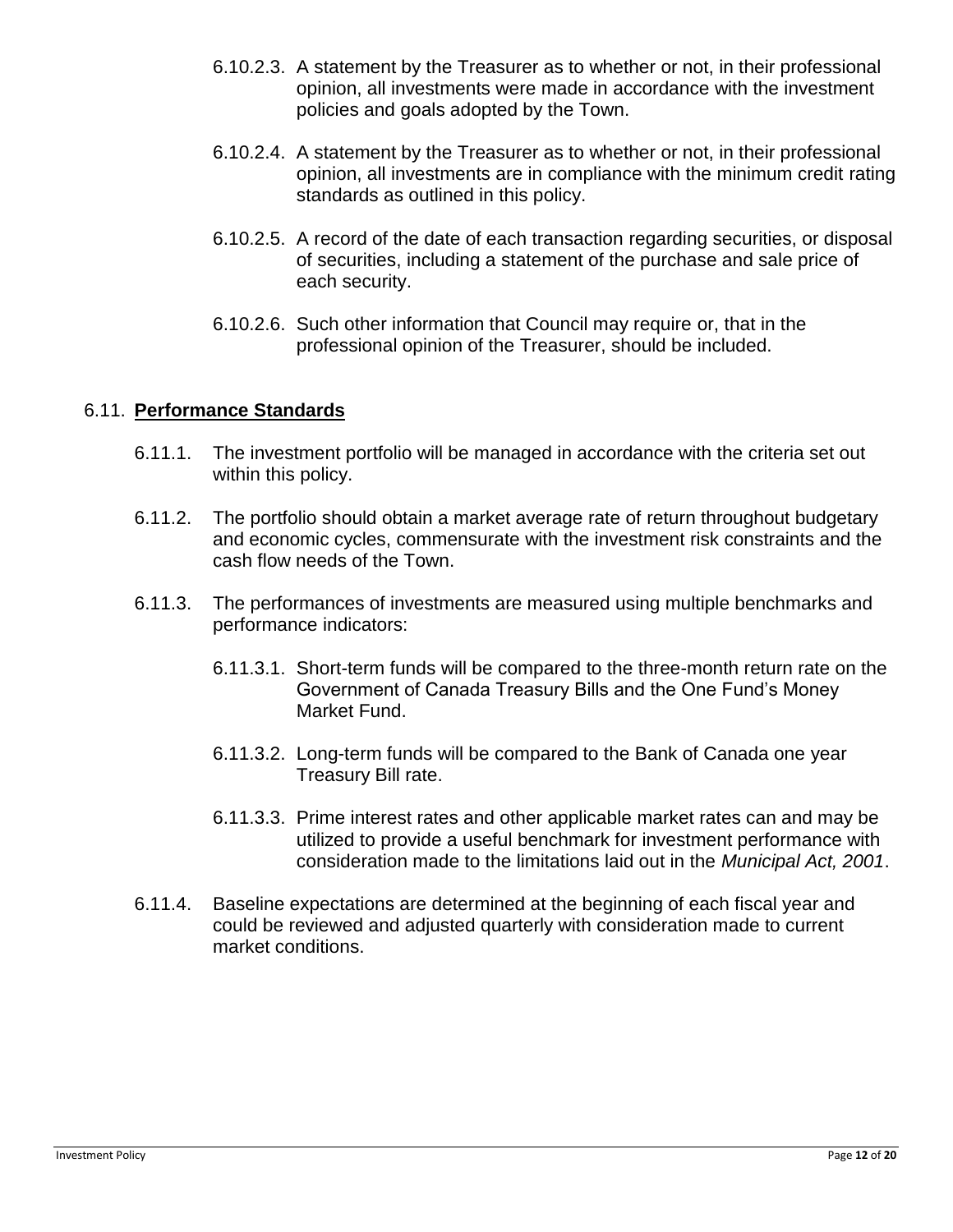6.10.2.3. A statement by the Treasurer as to whether or not, in their professional opinion, all investments were made in accordance with the investment policies and goals adopted by the Town.

6.10.2.4. A statement by the Treasurer as to whether or not, in their professional opinion, all investments are in compliance with the minimum credit rating standards as outlined in this policy.

6.10.2.5. A record of the date of each transaction regarding securities, or disposal of securities, including a statement of the purchase and sale price of each security.

6.10.2.6. Such other information that Council may require or, that in the professional opinion of the Treasurer, should be included.

## 6.11. **Performance Standards**

6.11.1. The investment portfolio will be managed in accordance with the criteria set out within this policy.

6.11.2. The portfolio should obtain a market average rate of return throughout budgetary and economic cycles, commensurate with the investment risk constraints and the cash flow needs of the Town.

6.11.3. The performances of investments are measured using multiple benchmarks and performance indicators:

6.11.3.1. Short-term funds will be compared to the three-month return rate on the Government of Canada Treasury Bills and the One Fund's Money Market Fund.

6.11.3.2. Long-term funds will be compared to the Bank of Canada one year Treasury Bill rate.

6.11.3.3. Prime interest rates and other applicable market rates can and may be utilized to provide a useful benchmark for investment performance with consideration made to the limitations laid out in the *Municipal Act, 2001*.

6.11.4. Baseline expectations are determined at the beginning of each fiscal year and could be reviewed and adjusted quarterly with consideration made to current market conditions.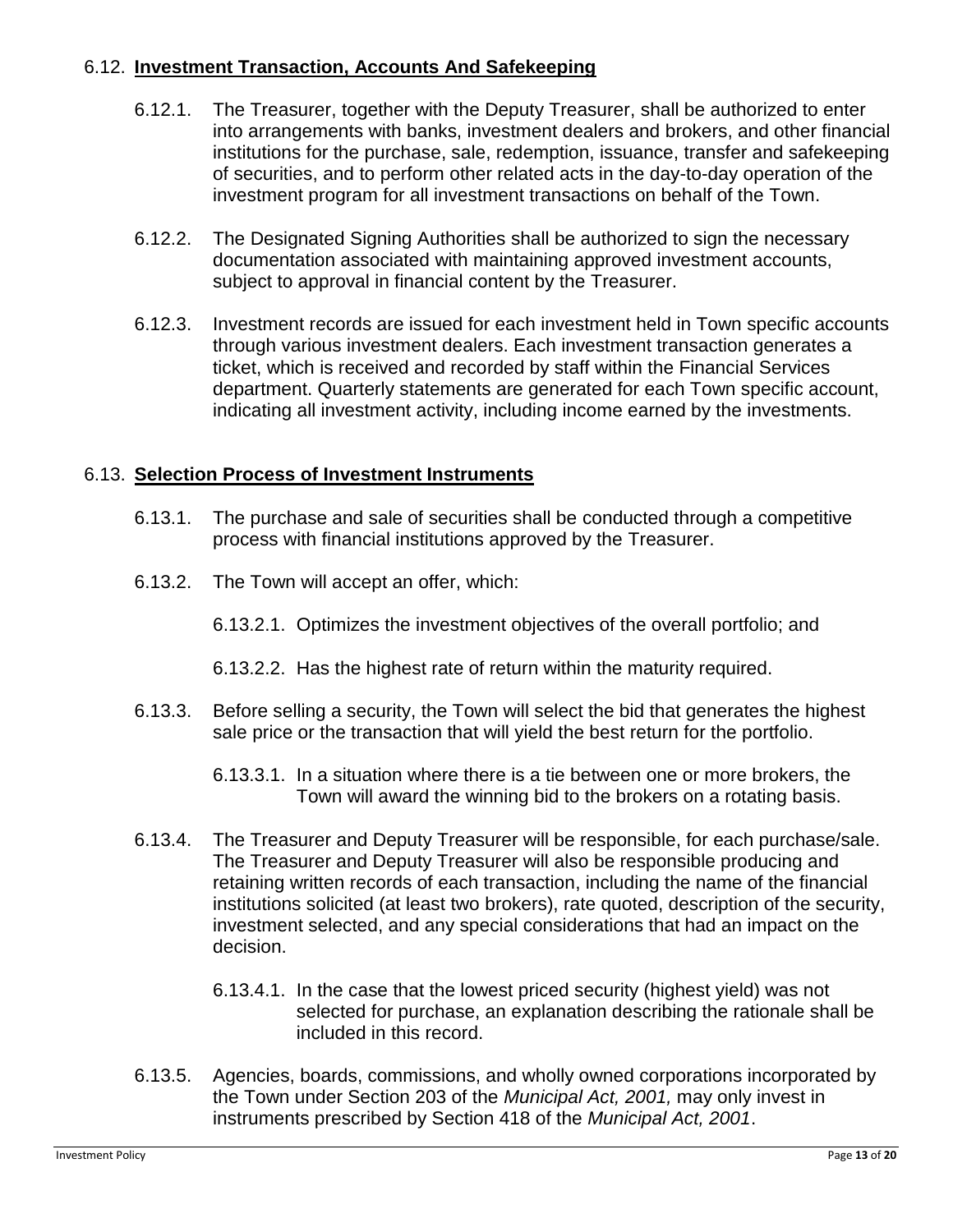## 6.12. **Investment Transaction, Accounts And Safekeeping**

6.12.1. The Treasurer, together with the Deputy Treasurer, shall be authorized to enter into arrangements with banks, investment dealers and brokers, and other financial institutions for the purchase, sale, redemption, issuance, transfer and safekeeping of securities, and to perform other related acts in the day-to-day operation of the investment program for all investment transactions on behalf of the Town.

6.12.2. The Designated Signing Authorities shall be authorized to sign the necessary documentation associated with maintaining approved investment accounts, subject to approval in financial content by the Treasurer.

6.12.3. Investment records are issued for each investment held in Town specific accounts through various investment dealers. Each investment transaction generates a ticket, which is received and recorded by staff within the Financial Services department. Quarterly statements are generated for each Town specific account, indicating all investment activity, including income earned by the investments.

## 6.13. **Selection Process of Investment Instruments**

6.13.1. The purchase and sale of securities shall be conducted through a competitive process with financial institutions approved by the Treasurer.

6.13.2. The Town will accept an offer, which:

6.13.2.1. Optimizes the investment objectives of the overall portfolio; and

6.13.2.2. Has the highest rate of return within the maturity required.

6.13.3. Before selling a security, the Town will select the bid that generates the highest sale price or the transaction that will yield the best return for the portfolio.

6.13.3.1. In a situation where there is a tie between one or more brokers, the Town will award the winning bid to the brokers on a rotating basis.

6.13.4. The Treasurer and Deputy Treasurer will be responsible, for each purchase/sale. The Treasurer and Deputy Treasurer will also be responsible producing and retaining written records of each transaction, including the name of the financial institutions solicited (at least two brokers), rate quoted, description of the security, investment selected, and any special considerations that had an impact on the decision.

6.13.4.1. In the case that the lowest priced security (highest yield) was not selected for purchase, an explanation describing the rationale shall be included in this record.

6.13.5. Agencies, boards, commissions, and wholly owned corporations incorporated by the Town under Section 203 of the *Municipal Act, 2001,* may only invest in instruments prescribed by Section 418 of the *Municipal Act, 2001*.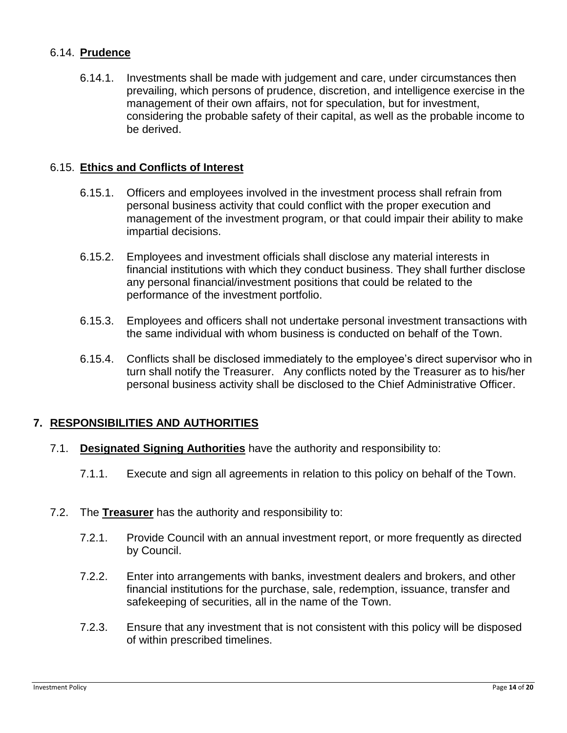### 6.14. **Prudence**

6.14.1. Investments shall be made with judgement and care, under circumstances then prevailing, which persons of prudence, discretion, and intelligence exercise in the management of their own affairs, not for speculation, but for investment, considering the probable safety of their capital, as well as the probable income to be derived.

### 6.15. **Ethics and Conflicts of Interest**

6.15.1. Officers and employees involved in the investment process shall refrain from personal business activity that could conflict with the proper execution and management of the investment program, or that could impair their ability to make impartial decisions.

6.15.2. Employees and investment officials shall disclose any material interests in financial institutions with which they conduct business. They shall further disclose any personal financial/investment positions that could be related to the performance of the investment portfolio.

6.15.3. Employees and officers shall not undertake personal investment transactions with the same individual with whom business is conducted on behalf of the Town.

6.15.4. Conflicts shall be disclosed immediately to the employee's direct supervisor who in turn shall notify the Treasurer. Any conflicts noted by the Treasurer as to his/her personal business activity shall be disclosed to the Chief Administrative Officer.

## 7. RESPONSIBILITIES AND AUTHORITIES

7.1. **Designated Signing Authorities** have the authority and responsibility to:

7.1.1. Execute and sign all agreements in relation to this policy on behalf of the Town.

7.2. The **Treasurer** has the authority and responsibility to:

7.2.1. Provide Council with an annual investment report, or more frequently as directed by Council.

7.2.2. Enter into arrangements with banks, investment dealers and brokers, and other financial institutions for the purchase, sale, redemption, issuance, transfer and safekeeping of securities, all in the name of the Town.

7.2.3. Ensure that any investment that is not consistent with this policy will be disposed of within prescribed timelines.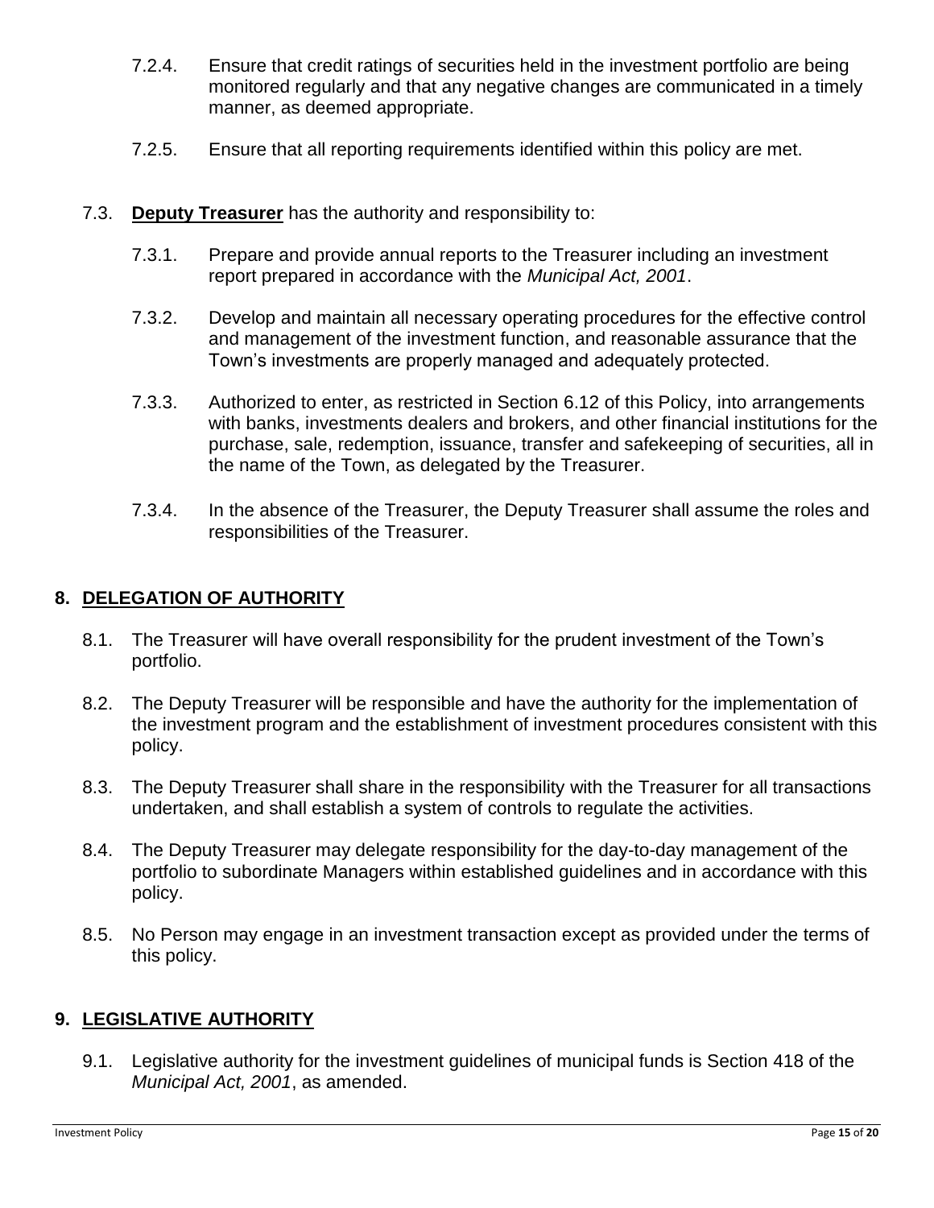7.2.4. Ensure that credit ratings of securities held in the investment portfolio are being monitored regularly and that any negative changes are communicated in a timely manner, as deemed appropriate.

7.2.5. Ensure that all reporting requirements identified within this policy are met.

7.3. **Deputy Treasurer** has the authority and responsibility to:

7.3.1. Prepare and provide annual reports to the Treasurer including an investment report prepared in accordance with the *Municipal Act, 2001*.

7.3.2. Develop and maintain all necessary operating procedures for the effective control and management of the investment function, and reasonable assurance that the Town's investments are properly managed and adequately protected.

7.3.3. Authorized to enter, as restricted in Section 6.12 of this Policy, into arrangements with banks, investments dealers and brokers, and other financial institutions for the purchase, sale, redemption, issuance, transfer and safekeeping of securities, all in the name of the Town, as delegated by the Treasurer.

7.3.4. In the absence of the Treasurer, the Deputy Treasurer shall assume the roles and responsibilities of the Treasurer.

## 8. DELEGATION OF AUTHORITY

8.1. The Treasurer will have overall responsibility for the prudent investment of the Town's portfolio.

8.2. The Deputy Treasurer will be responsible and have the authority for the implementation of the investment program and the establishment of investment procedures consistent with this policy.

8.3. The Deputy Treasurer shall share in the responsibility with the Treasurer for all transactions undertaken, and shall establish a system of controls to regulate the activities.

8.4. The Deputy Treasurer may delegate responsibility for the day-to-day management of the portfolio to subordinate Managers within established guidelines and in accordance with this policy.

8.5. No Person may engage in an investment transaction except as provided under the terms of this policy.

## 9. LEGISLATIVE AUTHORITY

9.1. Legislative authority for the investment guidelines of municipal funds is Section 418 of the *Municipal Act, 2001*, as amended.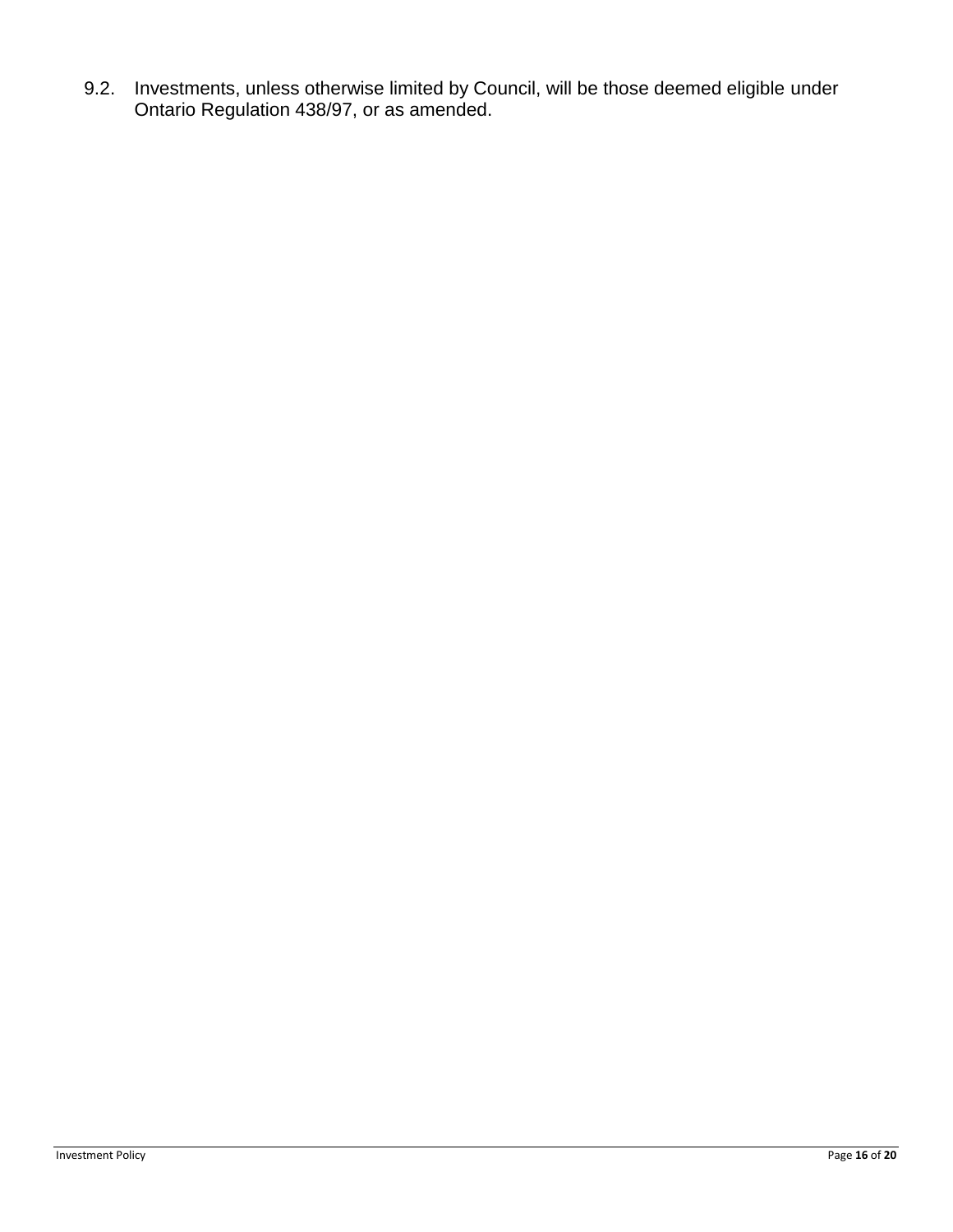9.2. Investments, unless otherwise limited by Council, will be those deemed eligible under Ontario Regulation 438/97, or as amended.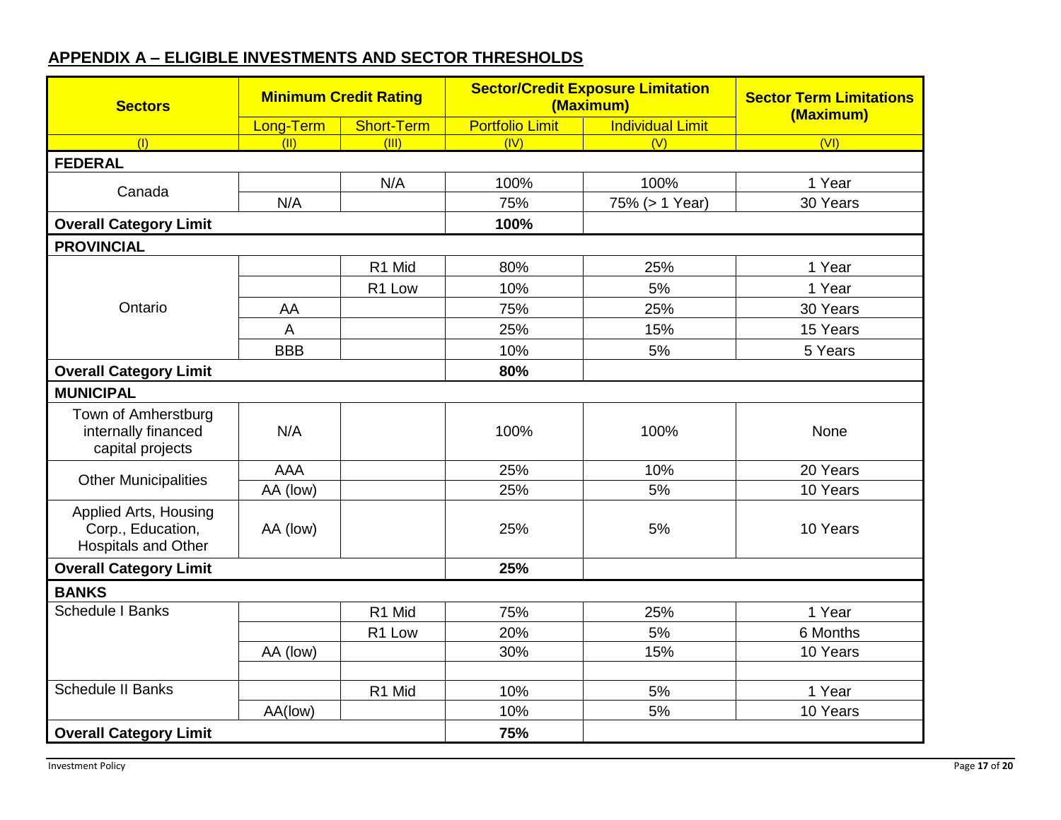## APPENDIX A – ELIGIBLE INVESTMENTS AND SECTOR THRESHOLDS

| Sectors | Minimum Credit Rating | | Sector/Credit Exposure Limitation (Maximum) | | Sector Term Limitations (Maximum) |
|---|---|---|---|---|---|
| | Long-Term | Short-Term | Portfolio Limit | Individual Limit | |
| (I) | (II) | (III) | (IV) | (V) | (VI) |
| **FEDERAL** | | | | | |
| Canada | | N/A | 100% | 100% | 1 Year |
| | N/A | | 75% | 75% (> 1 Year) | 30 Years |
| **Overall Category Limit** | | | **100%** | | |
| **PROVINCIAL** | | | | | |
| Ontario | | R1 Mid | 80% | 25% | 1 Year |
| | | R1 Low | 10% | 5% | 1 Year |
| | AA | | 75% | 25% | 30 Years |
| | A | | 25% | 15% | 15 Years |
| | BBB | | 10% | 5% | 5 Years |
| **Overall Category Limit** | | | **80%** | | |
| **MUNICIPAL** | | | | | |
| Town of Amherstburg internally financed capital projects | N/A | | 100% | 100% | None |
| Other Municipalities | AAA | | 25% | 10% | 20 Years |
| | AA (low) | | 25% | 5% | 10 Years |
| Applied Arts, Housing Corp., Education, Hospitals and Other | AA (low) | | 25% | 5% | 10 Years |
| **Overall Category Limit** | | | **25%** | | |
| **BANKS** | | | | | |
| Schedule I Banks | | R1 Mid | 75% | 25% | 1 Year |
| | | R1 Low | 20% | 5% | 6 Months |
| | AA (low) | | 30% | 15% | 10 Years |
| | | | | | |
| Schedule II Banks | | R1 Mid | 10% | 5% | 1 Year |
| | AA(low) | | 10% | 5% | 10 Years |
| **Overall Category Limit** | | | **75%** | | |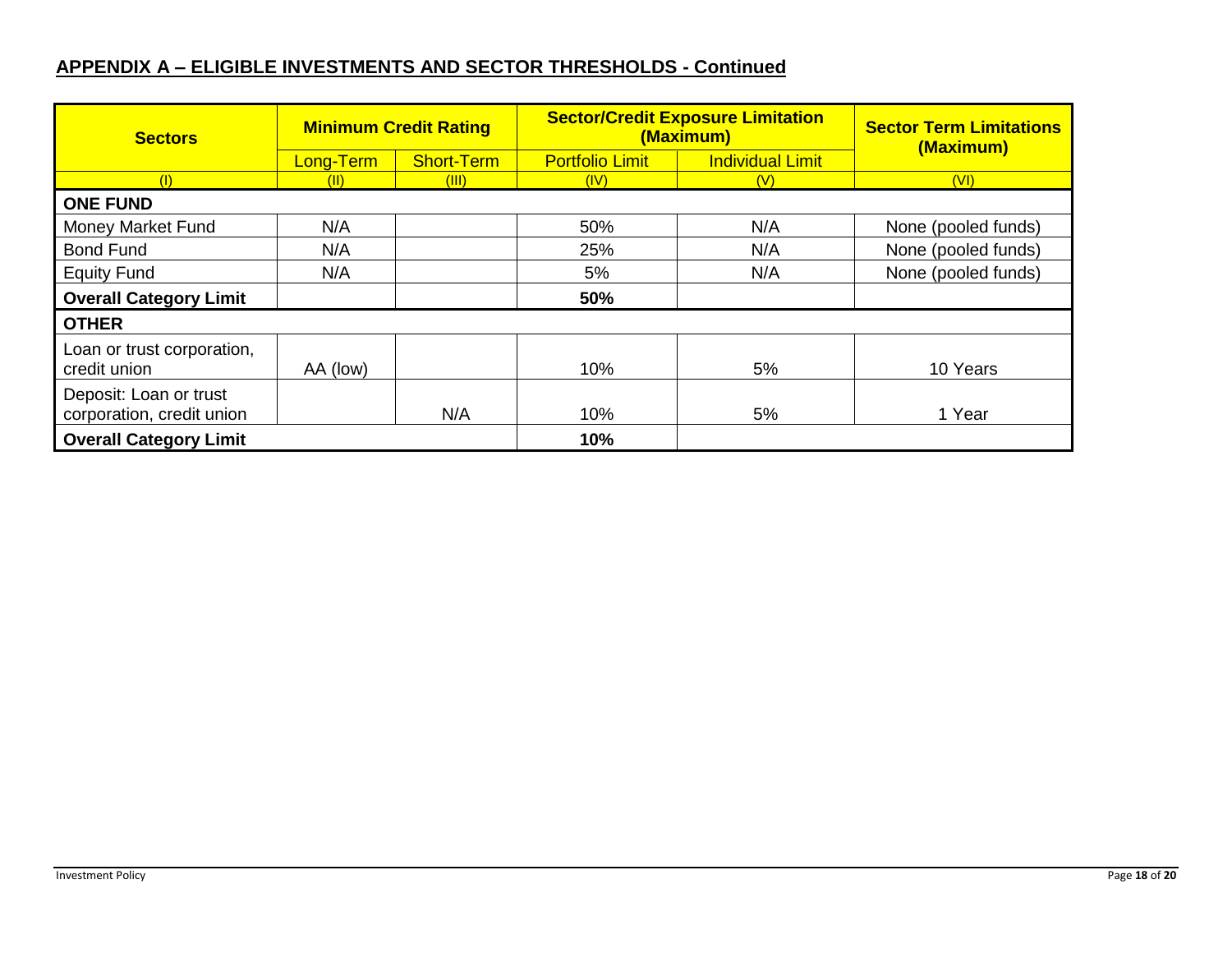## APPENDIX A – ELIGIBLE INVESTMENTS AND SECTOR THRESHOLDS - Continued

| Sectors | Minimum Credit Rating | | Sector/Credit Exposure Limitation (Maximum) | | Sector Term Limitations (Maximum) |
|---|---|---|---|---|---|
| | Long-Term | Short-Term | Portfolio Limit | Individual Limit | |
| (I) | (II) | (III) | (IV) | (V) | (VI) |
| **ONE FUND** | | | | | |
| Money Market Fund | N/A | | 50% | N/A | None (pooled funds) |
| Bond Fund | N/A | | 25% | N/A | None (pooled funds) |
| Equity Fund | N/A | | 5% | N/A | None (pooled funds) |
| **Overall Category Limit** | | | **50%** | | |
| **OTHER** | | | | | |
| Loan or trust corporation, credit union | AA (low) | | 10% | 5% | 10 Years |
| Deposit: Loan or trust corporation, credit union | | N/A | 10% | 5% | 1 Year |
| **Overall Category Limit** | | | **10%** | | |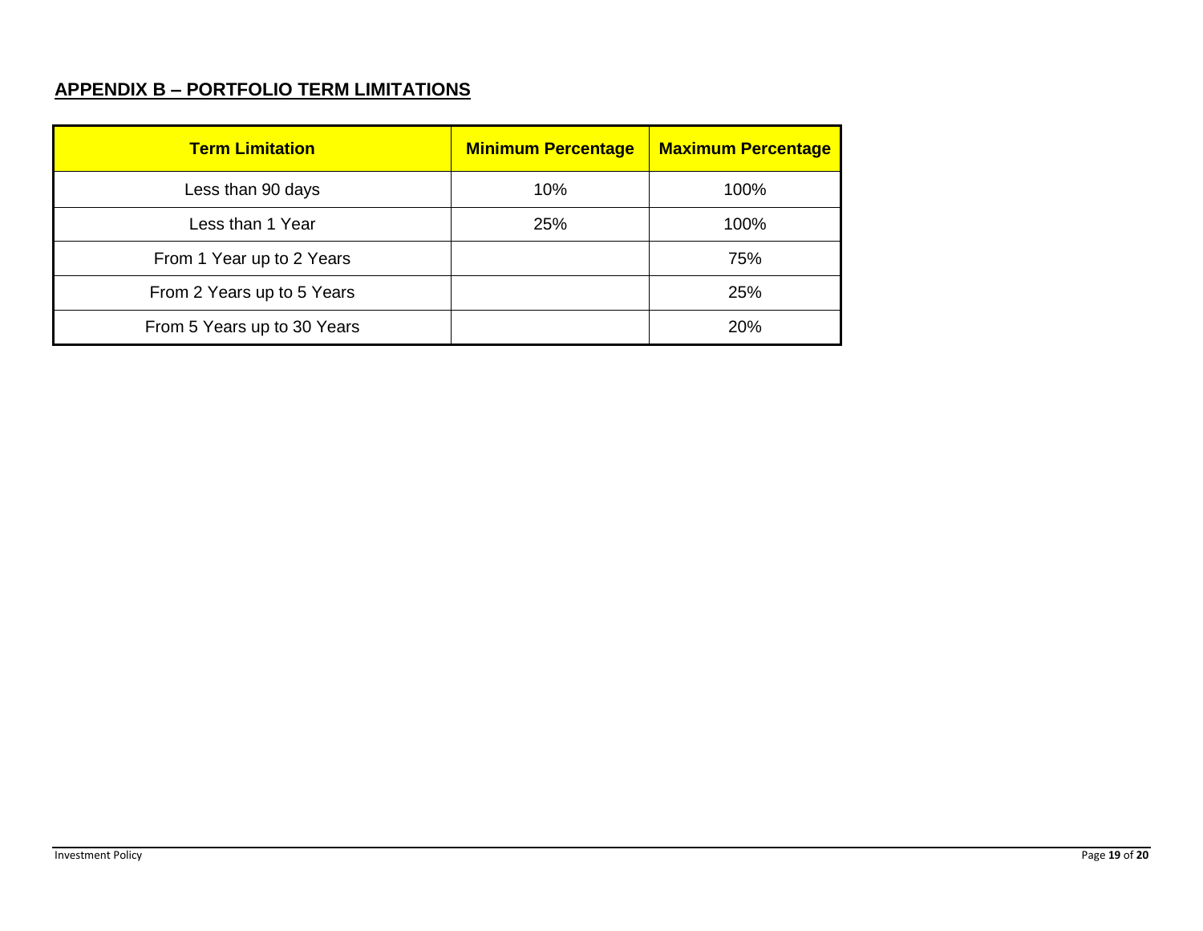## APPENDIX B – PORTFOLIO TERM LIMITATIONS

| Term Limitation | Minimum Percentage | Maximum Percentage |
| --- | --- | --- |
| Less than 90 days | 10% | 100% |
| Less than 1 Year | 25% | 100% |
| From 1 Year up to 2 Years | | 75% |
| From 2 Years up to 5 Years | | 25% |
| From 5 Years up to 30 Years | | 20% |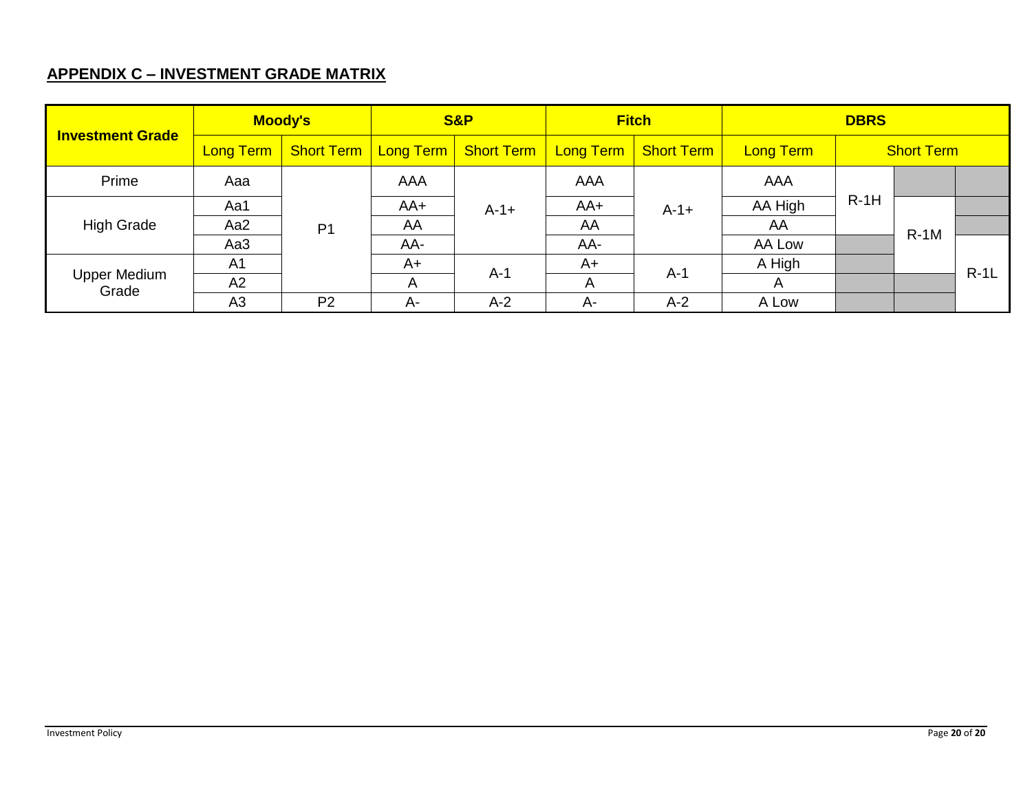## APPENDIX C – INVESTMENT GRADE MATRIX

| Investment Grade | Moody's | | S&P | | Fitch | | DBRS | | | |
|---|---|---|---|---|---|---|---|---|---|---|
| | Long Term | Short Term | Long Term | Short Term | Long Term | Short Term | Long Term | Short Term | | |
| Prime | Aaa | P1 | AAA | A-1+ | AAA | A-1+ | AAA | R-1H | | |
| High Grade | Aa1 | P1 | AA+ | A-1+ | AA+ | A-1+ | AA High | R-1H | R-1M | |
| | Aa2 | P1 | AA | A-1+ | AA | A-1+ | AA | R-1H | R-1M | |
| | Aa3 | P1 | AA- | A-1+ | AA- | A-1+ | AA Low | | R-1M | R-1L |
| Upper Medium Grade | A1 | P1 | A+ | A-1 | A+ | A-1 | A High | | R-1M | R-1L |
| | A2 | P1 | A | A-1 | A | A-1 | A | | | R-1L |
| | A3 | P2 | A- | A-2 | A- | A-2 | A Low | | | R-1L |